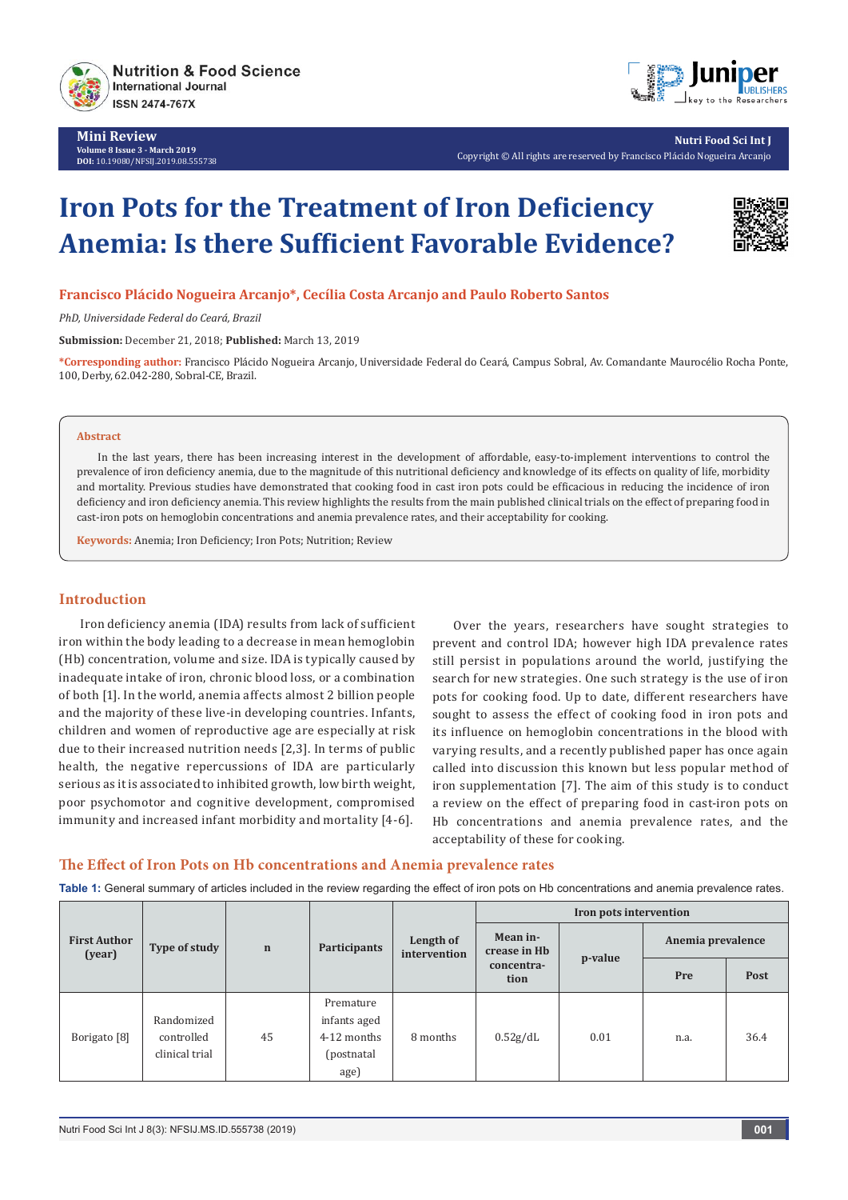# Iron Pots for the Treatment of Iron Deficiency Anemia: Is there Sufficient Favorable Evidence?

**Francisco Plácido Nogueira Arcanjo*, Cecília Costa Arcanjo and Paulo Roberto Santos**

*PhD, Universidade Federal do Ceará, Brazil*

**Submission:** December 21, 2018; **Published:** March 13, 2019

***Corresponding author:** Francisco Plácido Nogueira Arcanjo, Universidade Federal do Ceará, Campus Sobral, Av. Comandante Maurocélio Rocha Ponte, 100, Derby, 62.042-280, Sobral-CE, Brazil.

## Abstract

In the last years, there has been increasing interest in the development of affordable, easy-to-implement interventions to control the prevalence of iron deficiency anemia, due to the magnitude of this nutritional deficiency and knowledge of its effects on quality of life, morbidity and mortality. Previous studies have demonstrated that cooking food in cast iron pots could be efficacious in reducing the incidence of iron deficiency and iron deficiency anemia. This review highlights the results from the main published clinical trials on the effect of preparing food in cast-iron pots on hemoglobin concentrations and anemia prevalence rates, and their acceptability for cooking.

**Keywords:** Anemia; Iron Deficiency; Iron Pots; Nutrition; Review

## Introduction

Iron deficiency anemia (IDA) results from lack of sufficient iron within the body leading to a decrease in mean hemoglobin (Hb) concentration, volume and size. IDA is typically caused by inadequate intake of iron, chronic blood loss, or a combination of both [1]. In the world, anemia affects almost 2 billion people and the majority of these live-in developing countries. Infants, children and women of reproductive age are especially at risk due to their increased nutrition needs [2,3]. In terms of public health, the negative repercussions of IDA are particularly serious as it is associated to inhibited growth, low birth weight, poor psychomotor and cognitive development, compromised immunity and increased infant morbidity and mortality [4-6].

Over the years, researchers have sought strategies to prevent and control IDA; however high IDA prevalence rates still persist in populations around the world, justifying the search for new strategies. One such strategy is the use of iron pots for cooking food. Up to date, different researchers have sought to assess the effect of cooking food in iron pots and its influence on hemoglobin concentrations in the blood with varying results, and a recently published paper has once again called into discussion this known but less popular method of iron supplementation [7]. The aim of this study is to conduct a review on the effect of preparing food in cast-iron pots on Hb concentrations and anemia prevalence rates, and the acceptability of these for cooking.

## The Effect of Iron Pots on Hb concentrations and Anemia prevalence rates

**Table 1:** General summary of articles included in the review regarding the effect of iron pots on Hb concentrations and anemia prevalence rates.

| First Author (year) | Type of study | n | Participants | Length of intervention | Iron pots intervention | | | |
|---|---|---|---|---|---|---|---|---|
| | | | | | Mean increase in Hb concentration | p-value | Anemia prevalence | |
| | | | | | | | Pre | Post |
| Borigato [8] | Randomized controlled clinical trial | 45 | Premature infants aged 4-12 months (postnatal age) | 8 months | 0.52g/dL | 0.01 | n.a. | 36.4 |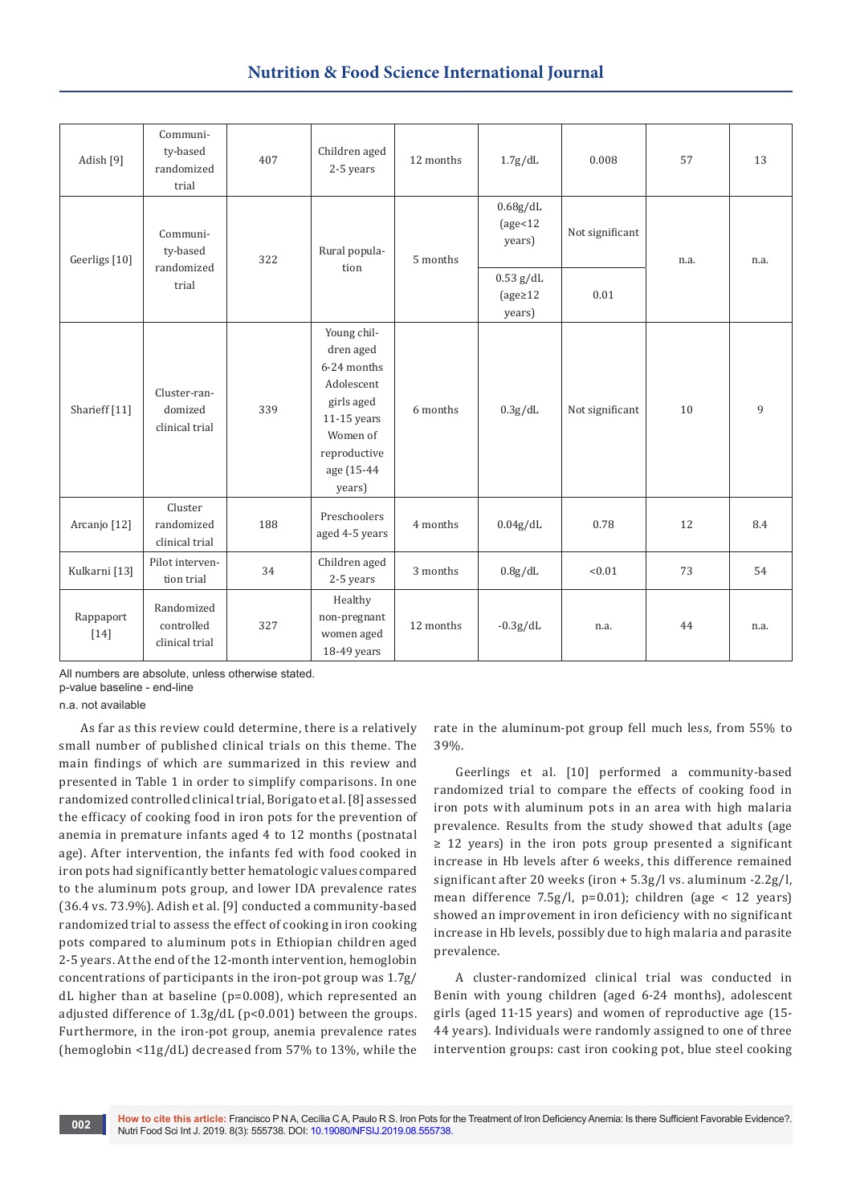| | | | | | | | | |
|---|---|---|---|---|---|---|---|---|
| Adish [9] | Community-based randomized trial | 407 | Children aged 2-5 years | 12 months | 1.7g/dL | 0.008 | 57 | 13 |
| Geerligs [10] | Community-based randomized trial | 322 | Rural population | 5 months | 0.68g/dL (age<12 years) | Not significant | n.a. | n.a. |
| | | | | | 0.53 g/dL (age≥12 years) | 0.01 | | |
| Sharieff [11] | Cluster-randomized clinical trial | 339 | Young children aged 6-24 months Adolescent girls aged 11-15 years Women of reproductive age (15-44 years) | 6 months | 0.3g/dL | Not significant | 10 | 9 |
| Arcanjo [12] | Cluster randomized clinical trial | 188 | Preschoolers aged 4-5 years | 4 months | 0.04g/dL | 0.78 | 12 | 8.4 |
| Kulkarni [13] | Pilot intervention trial | 34 | Children aged 2-5 years | 3 months | 0.8g/dL | <0.01 | 73 | 54 |
| Rappaport [14] | Randomized controlled clinical trial | 327 | Healthy non-pregnant women aged 18-49 years | 12 months | -0.3g/dL | n.a. | 44 | n.a. |

All numbers are absolute, unless otherwise stated.
p-value baseline - end-line
n.a. not available

As far as this review could determine, there is a relatively small number of published clinical trials on this theme. The main findings of which are summarized in this review and presented in Table 1 in order to simplify comparisons. In one randomized controlled clinical trial, Borigato et al. [8] assessed the efficacy of cooking food in iron pots for the prevention of anemia in premature infants aged 4 to 12 months (postnatal age). After intervention, the infants fed with food cooked in iron pots had significantly better hematologic values compared to the aluminum pots group, and lower IDA prevalence rates (36.4 vs. 73.9%). Adish et al. [9] conducted a community-based randomized trial to assess the effect of cooking in iron cooking pots compared to aluminum pots in Ethiopian children aged 2-5 years. At the end of the 12-month intervention, hemoglobin concentrations of participants in the iron-pot group was 1.7g/dL higher than at baseline (p=0.008), which represented an adjusted difference of 1.3g/dL (p<0.001) between the groups. Furthermore, in the iron-pot group, anemia prevalence rates (hemoglobin <11g/dL) decreased from 57% to 13%, while the rate in the aluminum-pot group fell much less, from 55% to 39%.

Geerlings et al. [10] performed a community-based randomized trial to compare the effects of cooking food in iron pots with aluminum pots in an area with high malaria prevalence. Results from the study showed that adults (age ≥ 12 years) in the iron pots group presented a significant increase in Hb levels after 6 weeks, this difference remained significant after 20 weeks (iron + 5.3g/l vs. aluminum -2.2g/l, mean difference 7.5g/l, p=0.01); children (age < 12 years) showed an improvement in iron deficiency with no significant increase in Hb levels, possibly due to high malaria and parasite prevalence.

A cluster-randomized clinical trial was conducted in Benin with young children (aged 6-24 months), adolescent girls (aged 11-15 years) and women of reproductive age (15-44 years). Individuals were randomly assigned to one of three intervention groups: cast iron cooking pot, blue steel cooking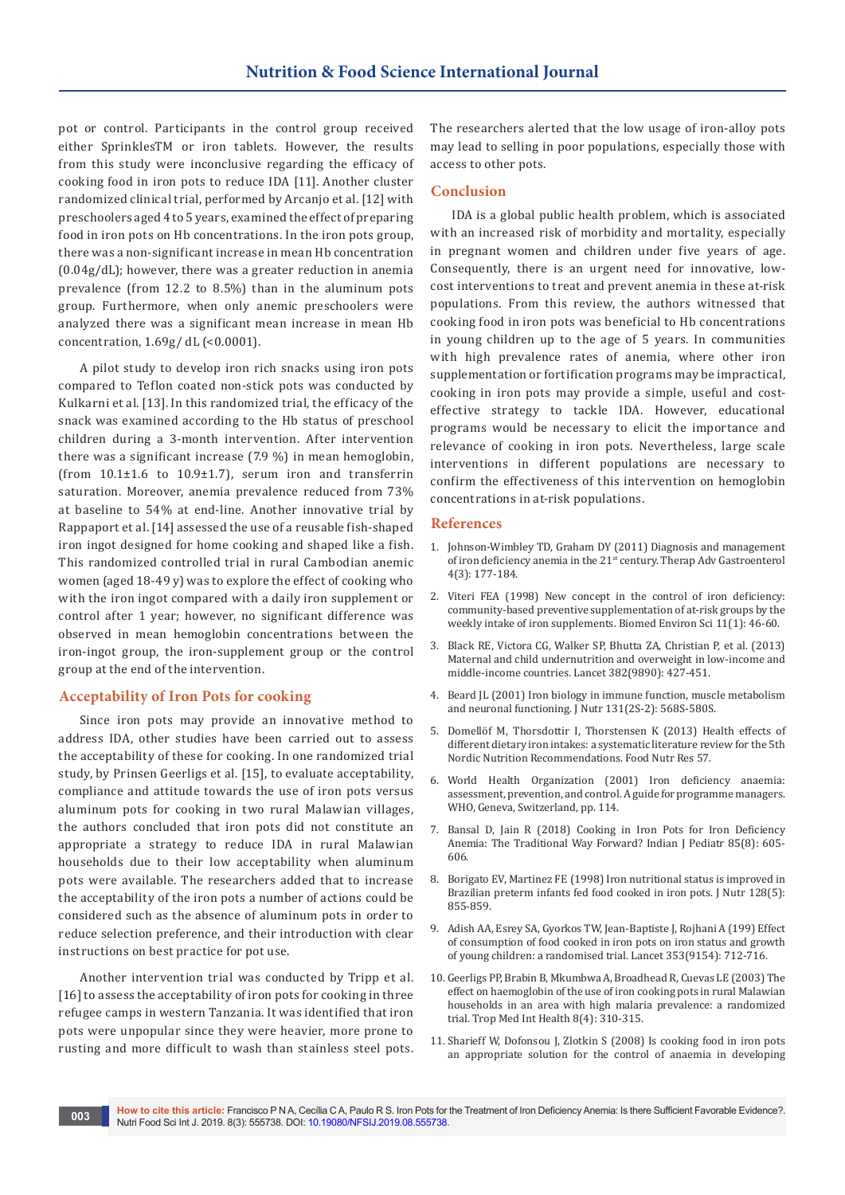pot or control. Participants in the control group received either SprinklesTM or iron tablets. However, the results from this study were inconclusive regarding the efficacy of cooking food in iron pots to reduce IDA [11]. Another cluster randomized clinical trial, performed by Arcanjo et al. [12] with preschoolers aged 4 to 5 years, examined the effect of preparing food in iron pots on Hb concentrations. In the iron pots group, there was a non-significant increase in mean Hb concentration (0.04g/dL); however, there was a greater reduction in anemia prevalence (from 12.2 to 8.5%) than in the aluminum pots group. Furthermore, when only anemic preschoolers were analyzed there was a significant mean increase in mean Hb concentration, 1.69g/ dL (<0.0001).

A pilot study to develop iron rich snacks using iron pots compared to Teflon coated non-stick pots was conducted by Kulkarni et al. [13]. In this randomized trial, the efficacy of the snack was examined according to the Hb status of preschool children during a 3-month intervention. After intervention there was a significant increase (7.9 %) in mean hemoglobin, (from 10.1±1.6 to 10.9±1.7), serum iron and transferrin saturation. Moreover, anemia prevalence reduced from 73% at baseline to 54% at end-line. Another innovative trial by Rappaport et al. [14] assessed the use of a reusable fish-shaped iron ingot designed for home cooking and shaped like a fish. This randomized controlled trial in rural Cambodian anemic women (aged 18-49 y) was to explore the effect of cooking who with the iron ingot compared with a daily iron supplement or control after 1 year; however, no significant difference was observed in mean hemoglobin concentrations between the iron-ingot group, the iron-supplement group or the control group at the end of the intervention.

## Acceptability of Iron Pots for cooking

Since iron pots may provide an innovative method to address IDA, other studies have been carried out to assess the acceptability of these for cooking. In one randomized trial study, by Prinsen Geerligs et al. [15], to evaluate acceptability, compliance and attitude towards the use of iron pots versus aluminum pots for cooking in two rural Malawian villages, the authors concluded that iron pots did not constitute an appropriate a strategy to reduce IDA in rural Malawian households due to their low acceptability when aluminum pots were available. The researchers added that to increase the acceptability of the iron pots a number of actions could be considered such as the absence of aluminum pots in order to reduce selection preference, and their introduction with clear instructions on best practice for pot use.

Another intervention trial was conducted by Tripp et al. [16] to assess the acceptability of iron pots for cooking in three refugee camps in western Tanzania. It was identified that iron pots were unpopular since they were heavier, more prone to rusting and more difficult to wash than stainless steel pots. The researchers alerted that the low usage of iron-alloy pots may lead to selling in poor populations, especially those with access to other pots.

## Conclusion

IDA is a global public health problem, which is associated with an increased risk of morbidity and mortality, especially in pregnant women and children under five years of age. Consequently, there is an urgent need for innovative, low-cost interventions to treat and prevent anemia in these at-risk populations. From this review, the authors witnessed that cooking food in iron pots was beneficial to Hb concentrations in young children up to the age of 5 years. In communities with high prevalence rates of anemia, where other iron supplementation or fortification programs may be impractical, cooking in iron pots may provide a simple, useful and cost-effective strategy to tackle IDA. However, educational programs would be necessary to elicit the importance and relevance of cooking in iron pots. Nevertheless, large scale interventions in different populations are necessary to confirm the effectiveness of this intervention on hemoglobin concentrations in at-risk populations.

## References

1. Johnson-Wimbley TD, Graham DY (2011) Diagnosis and management of iron deficiency anemia in the 21st century. Therap Adv Gastroenterol 4(3): 177-184.
2. Viteri FEA (1998) New concept in the control of iron deficiency: community-based preventive supplementation of at-risk groups by the weekly intake of iron supplements. Biomed Environ Sci 11(1): 46-60.
3. Black RE, Victora CG, Walker SP, Bhutta ZA, Christian P, et al. (2013) Maternal and child undernutrition and overweight in low-income and middle-income countries. Lancet 382(9890): 427-451.
4. Beard JL (2001) Iron biology in immune function, muscle metabolism and neuronal functioning. J Nutr 131(2S-2): 568S-580S.
5. Domellöf M, Thorsdottir I, Thorstensen K (2013) Health effects of different dietary iron intakes: a systematic literature review for the 5th Nordic Nutrition Recommendations. Food Nutr Res 57.
6. World Health Organization (2001) Iron deficiency anaemia: assessment, prevention, and control. A guide for programme managers. WHO, Geneva, Switzerland, pp. 114.
7. Bansal D, Jain R (2018) Cooking in Iron Pots for Iron Deficiency Anemia: The Traditional Way Forward? Indian J Pediatr 85(8): 605-606.
8. Borigato EV, Martinez FE (1998) Iron nutritional status is improved in Brazilian preterm infants fed food cooked in iron pots. J Nutr 128(5): 855-859.
9. Adish AA, Esrey SA, Gyorkos TW, Jean-Baptiste J, Rojhani A (199) Effect of consumption of food cooked in iron pots on iron status and growth of young children: a randomised trial. Lancet 353(9154): 712-716.
10. Geerligs PP, Brabin B, Mkumbwa A, Broadhead R, Cuevas LE (2003) The effect on haemoglobin of the use of iron cooking pots in rural Malawian households in an area with high malaria prevalence: a randomized trial. Trop Med Int Health 8(4): 310-315.
11. Sharieff W, Dofonsou J, Zlotkin S (2008) Is cooking food in iron pots an appropriate solution for the control of anaemia in developing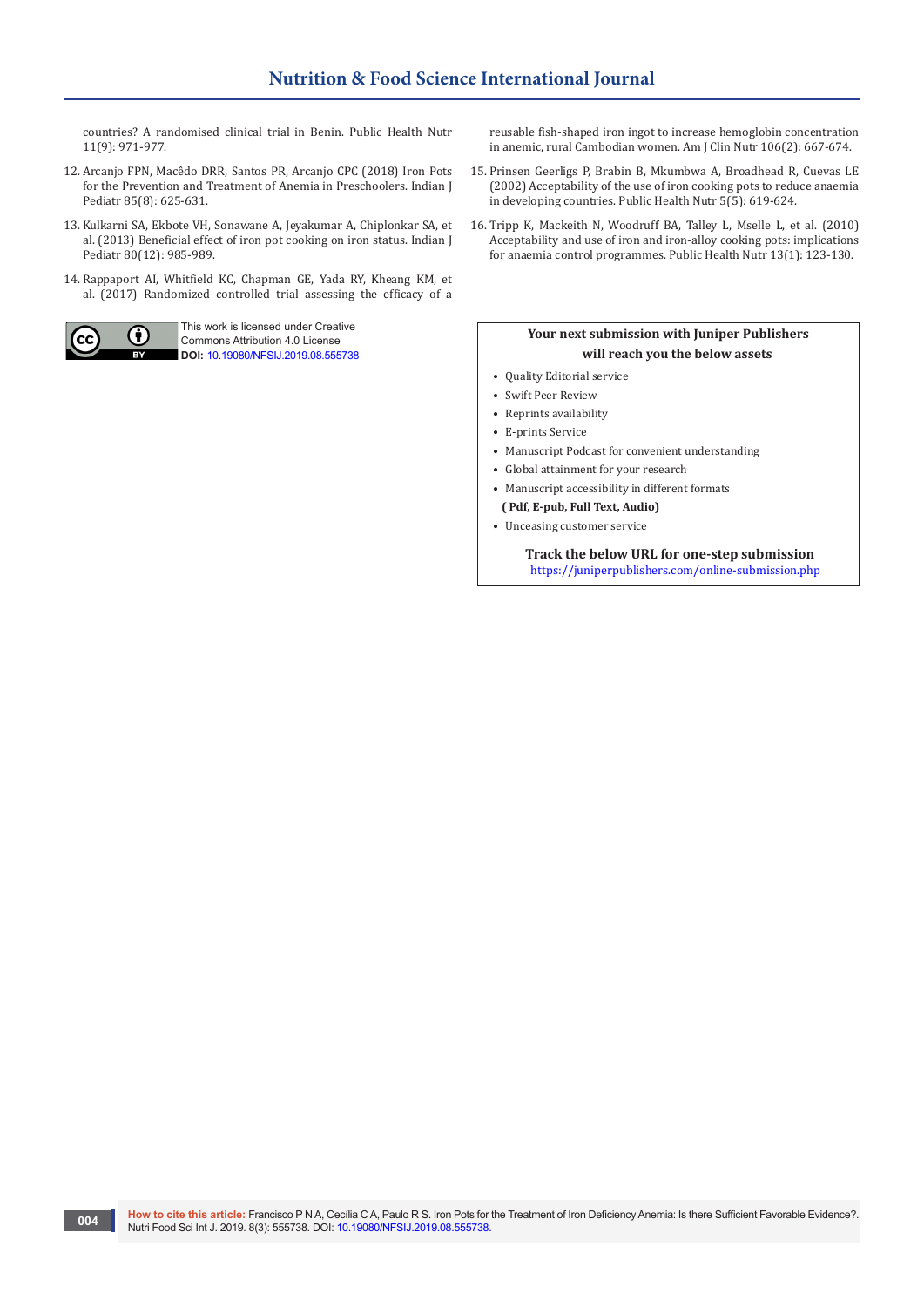countries? A randomised clinical trial in Benin. Public Health Nutr 11(9): 971-977.

12. Arcanjo FPN, Macêdo DRR, Santos PR, Arcanjo CPC (2018) Iron Pots for the Prevention and Treatment of Anemia in Preschoolers. Indian J Pediatr 85(8): 625-631.
13. Kulkarni SA, Ekbote VH, Sonawane A, Jeyakumar A, Chiplonkar SA, et al. (2013) Beneficial effect of iron pot cooking on iron status. Indian J Pediatr 80(12): 985-989.
14. Rappaport AI, Whitfield KC, Chapman GE, Yada RY, Kheang KM, et al. (2017) Randomized controlled trial assessing the efficacy of a reusable fish-shaped iron ingot to increase hemoglobin concentration in anemic, rural Cambodian women. Am J Clin Nutr 106(2): 667-674.
15. Prinsen Geerligs P, Brabin B, Mkumbwa A, Broadhead R, Cuevas LE (2002) Acceptability of the use of iron cooking pots to reduce anaemia in developing countries. Public Health Nutr 5(5): 619-624.
16. Tripp K, Mackeith N, Woodruff BA, Talley L, Mselle L, et al. (2010) Acceptability and use of iron and iron-alloy cooking pots: implications for anaemia control programmes. Public Health Nutr 13(1): 123-130.

This work is licensed under Creative Commons Attribution 4.0 License
**DOI:** 10.19080/NFSIJ.2019.08.555738

**Your next submission with Juniper Publishers will reach you the below assets**

- Quality Editorial service
- Swift Peer Review
- Reprints availability
- E-prints Service
- Manuscript Podcast for convenient understanding
- Global attainment for your research
- Manuscript accessibility in different formats
  **( Pdf, E-pub, Full Text, Audio)**
- Unceasing customer service

**Track the below URL for one-step submission**
https://juniperpublishers.com/online-submission.php

**How to cite this article:** Francisco P N A, Cecília C A, Paulo R S. Iron Pots for the Treatment of Iron Deficiency Anemia: Is there Sufficient Favorable Evidence?. Nutri Food Sci Int J. 2019. 8(3): 555738. DOI: 10.19080/NFSIJ.2019.08.555738.